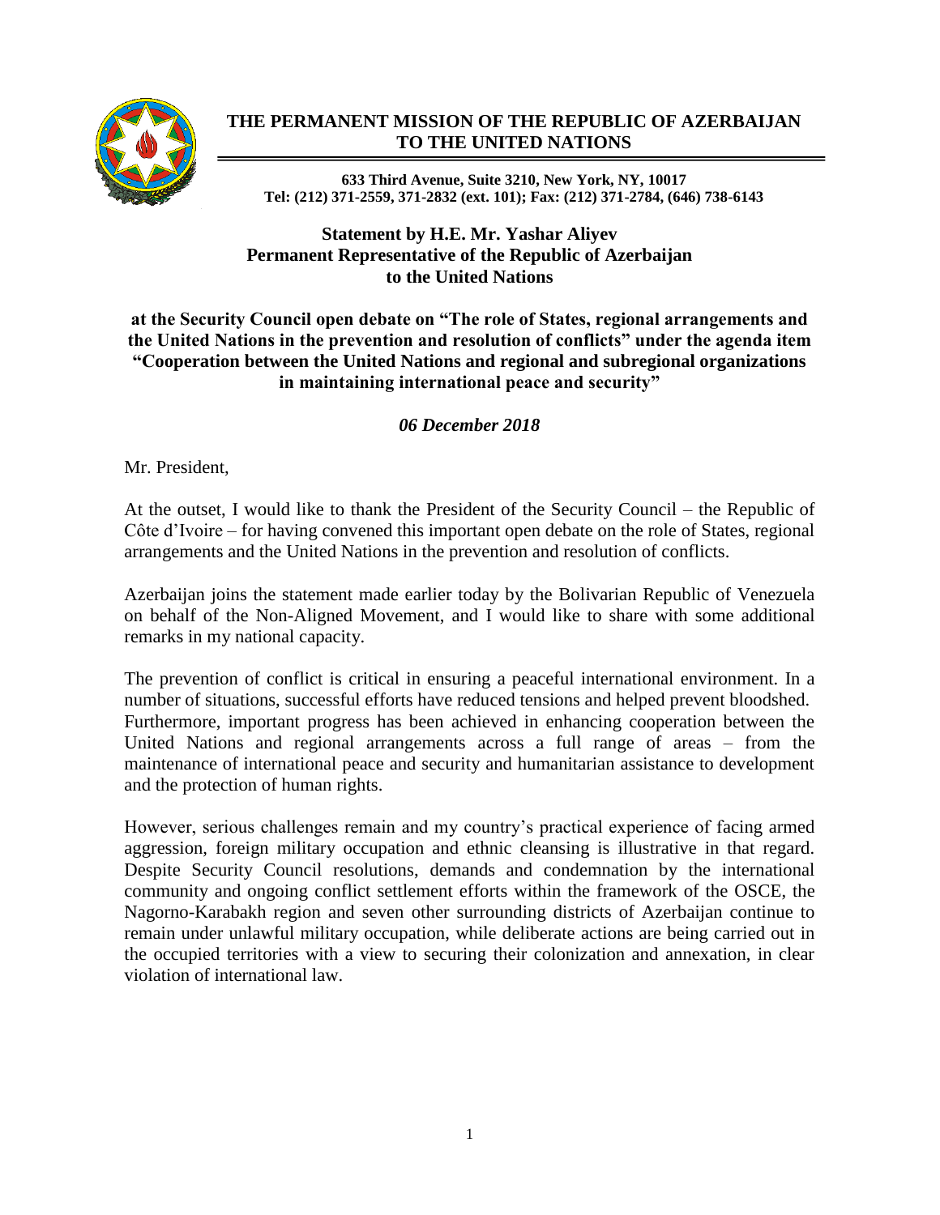**THE PERMANENT MISSION OF THE REPUBLIC OF AZERBAIJAN TO THE UNITED NATIONS**

**633 Third Avenue, Suite 3210, New York, NY, 10017**
**Tel: (212) 371-2559, 371-2832 (ext. 101); Fax: (212) 371-2784, (646) 738-6143**

**Statement by H.E. Mr. Yashar Aliyev**
**Permanent Representative of the Republic of Azerbaijan**
**to the United Nations**

**at the Security Council open debate on "The role of States, regional arrangements and the United Nations in the prevention and resolution of conflicts" under the agenda item "Cooperation between the United Nations and regional and subregional organizations in maintaining international peace and security"**

***06 December 2018***

Mr. President,

At the outset, I would like to thank the President of the Security Council – the Republic of Côte d'Ivoire – for having convened this important open debate on the role of States, regional arrangements and the United Nations in the prevention and resolution of conflicts.

Azerbaijan joins the statement made earlier today by the Bolivarian Republic of Venezuela on behalf of the Non-Aligned Movement, and I would like to share with some additional remarks in my national capacity.

The prevention of conflict is critical in ensuring a peaceful international environment. In a number of situations, successful efforts have reduced tensions and helped prevent bloodshed. Furthermore, important progress has been achieved in enhancing cooperation between the United Nations and regional arrangements across a full range of areas – from the maintenance of international peace and security and humanitarian assistance to development and the protection of human rights.

However, serious challenges remain and my country's practical experience of facing armed aggression, foreign military occupation and ethnic cleansing is illustrative in that regard. Despite Security Council resolutions, demands and condemnation by the international community and ongoing conflict settlement efforts within the framework of the OSCE, the Nagorno-Karabakh region and seven other surrounding districts of Azerbaijan continue to remain under unlawful military occupation, while deliberate actions are being carried out in the occupied territories with a view to securing their colonization and annexation, in clear violation of international law.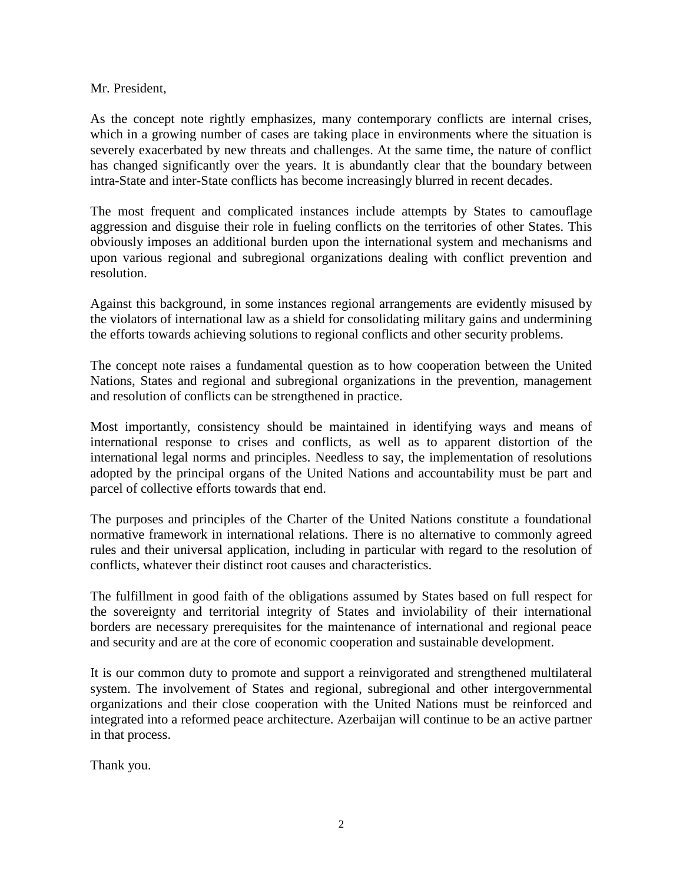Mr. President,

As the concept note rightly emphasizes, many contemporary conflicts are internal crises, which in a growing number of cases are taking place in environments where the situation is severely exacerbated by new threats and challenges. At the same time, the nature of conflict has changed significantly over the years. It is abundantly clear that the boundary between intra-State and inter-State conflicts has become increasingly blurred in recent decades.

The most frequent and complicated instances include attempts by States to camouflage aggression and disguise their role in fueling conflicts on the territories of other States. This obviously imposes an additional burden upon the international system and mechanisms and upon various regional and subregional organizations dealing with conflict prevention and resolution.

Against this background, in some instances regional arrangements are evidently misused by the violators of international law as a shield for consolidating military gains and undermining the efforts towards achieving solutions to regional conflicts and other security problems.

The concept note raises a fundamental question as to how cooperation between the United Nations, States and regional and subregional organizations in the prevention, management and resolution of conflicts can be strengthened in practice.

Most importantly, consistency should be maintained in identifying ways and means of international response to crises and conflicts, as well as to apparent distortion of the international legal norms and principles. Needless to say, the implementation of resolutions adopted by the principal organs of the United Nations and accountability must be part and parcel of collective efforts towards that end.

The purposes and principles of the Charter of the United Nations constitute a foundational normative framework in international relations. There is no alternative to commonly agreed rules and their universal application, including in particular with regard to the resolution of conflicts, whatever their distinct root causes and characteristics.

The fulfillment in good faith of the obligations assumed by States based on full respect for the sovereignty and territorial integrity of States and inviolability of their international borders are necessary prerequisites for the maintenance of international and regional peace and security and are at the core of economic cooperation and sustainable development.

It is our common duty to promote and support a reinvigorated and strengthened multilateral system. The involvement of States and regional, subregional and other intergovernmental organizations and their close cooperation with the United Nations must be reinforced and integrated into a reformed peace architecture. Azerbaijan will continue to be an active partner in that process.

Thank you.